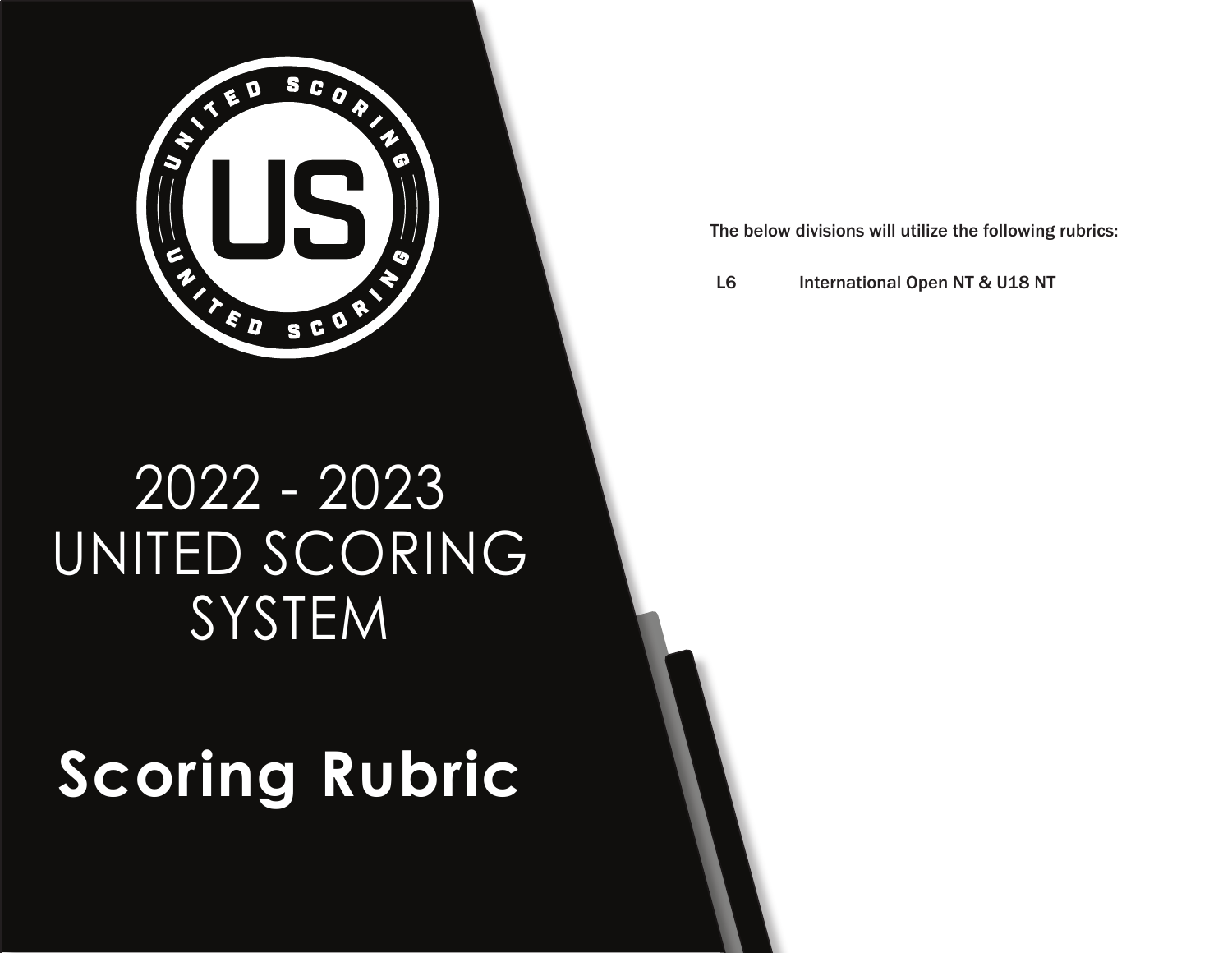UNITED SCORING

US

UNITED SCORING

# 2022 - 2023 UNITED SCORING SYSTEM

# Scoring Rubric

The below divisions will utilize the following rubrics:

| | |
|---|---|
| L6 | International Open NT & U18 NT |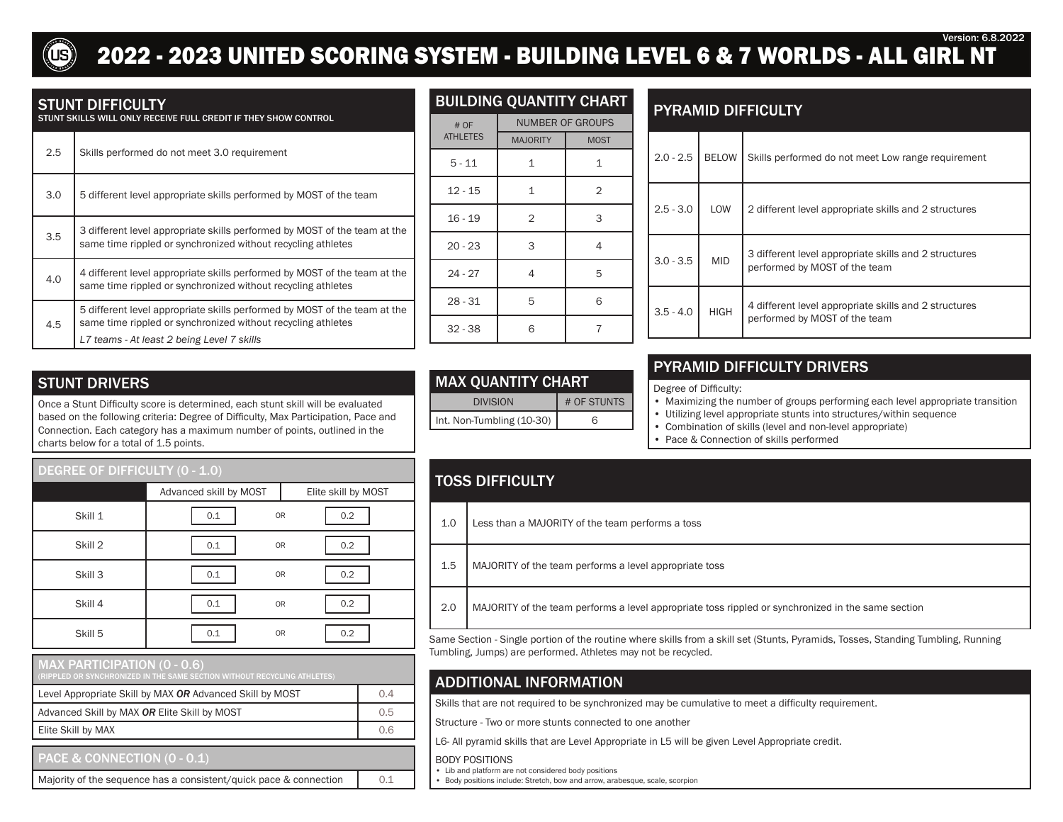Version: 6.8.2022

# 2022 - 2023 UNITED SCORING SYSTEM - BUILDING LEVEL 6 & 7 WORLDS - ALL GIRL NT

## STUNT DIFFICULTY

STUNT SKILLS WILL ONLY RECEIVE FULL CREDIT IF THEY SHOW CONTROL

| | |
|---|---|
| 2.5 | Skills performed do not meet 3.0 requirement |
| 3.0 | 5 different level appropriate skills performed by MOST of the team |
| 3.5 | 3 different level appropriate skills performed by MOST of the team at the same time rippled or synchronized without recycling athletes |
| 4.0 | 4 different level appropriate skills performed by MOST of the team at the same time rippled or synchronized without recycling athletes |
| 4.5 | 5 different level appropriate skills performed by MOST of the team at the same time rippled or synchronized without recycling athletes *L7 teams - At least 2 being Level 7 skills* |

## STUNT DRIVERS

Once a Stunt Difficulty score is determined, each stunt skill will be evaluated based on the following criteria: Degree of Difficulty, Max Participation, Pace and Connection. Each category has a maximum number of points, outlined in the charts below for a total of 1.5 points.

### DEGREE OF DIFFICULTY (0 - 1.0)

| | Advanced skill by MOST | | Elite skill by MOST |
|---|---|---|---|
| Skill 1 | 0.1 | OR | 0.2 |
| Skill 2 | 0.1 | OR | 0.2 |
| Skill 3 | 0.1 | OR | 0.2 |
| Skill 4 | 0.1 | OR | 0.2 |
| Skill 5 | 0.1 | OR | 0.2 |

### MAX PARTICIPATION (0 - 0.6)

(RIPPLED OR SYNCHRONIZED IN THE SAME SECTION WITHOUT RECYCLING ATHLETES)

| | |
|---|---|
| Level Appropriate Skill by MAX ***OR*** Advanced Skill by MOST | 0.4 |
| Advanced Skill by MAX ***OR*** Elite Skill by MOST | 0.5 |
| Elite Skill by MAX | 0.6 |

### PACE & CONNECTION (0 - 0.1)

| | |
|---|---|
| Majority of the sequence has a consistent/quick pace & connection | 0.1 |

## BUILDING QUANTITY CHART

| # OF ATHLETES | NUMBER OF GROUPS | |
|---|---|---|
| | MAJORITY | MOST |
| 5 - 11 | 1 | 1 |
| 12 - 15 | 1 | 2 |
| 16 - 19 | 2 | 3 |
| 20 - 23 | 3 | 4 |
| 24 - 27 | 4 | 5 |
| 28 - 31 | 5 | 6 |
| 32 - 38 | 6 | 7 |

## MAX QUANTITY CHART

| DIVISION | # OF STUNTS |
|---|---|
| Int. Non-Tumbling (10-30) | 6 |

## PYRAMID DIFFICULTY

| | | |
|---|---|---|
| 2.0 - 2.5 | BELOW | Skills performed do not meet Low range requirement |
| 2.5 - 3.0 | LOW | 2 different level appropriate skills and 2 structures |
| 3.0 - 3.5 | MID | 3 different level appropriate skills and 2 structures performed by MOST of the team |
| 3.5 - 4.0 | HIGH | 4 different level appropriate skills and 2 structures performed by MOST of the team |

## PYRAMID DIFFICULTY DRIVERS

Degree of Difficulty:

- Maximizing the number of groups performing each level appropriate transition
- Utilizing level appropriate stunts into structures/within sequence
- Combination of skills (level and non-level appropriate)
- Pace & Connection of skills performed

## TOSS DIFFICULTY

| | |
|---|---|
| 1.0 | Less than a MAJORITY of the team performs a toss |
| 1.5 | MAJORITY of the team performs a level appropriate toss |
| 2.0 | MAJORITY of the team performs a level appropriate toss rippled or synchronized in the same section |

Same Section - Single portion of the routine where skills from a skill set (Stunts, Pyramids, Tosses, Standing Tumbling, Running Tumbling, Jumps) are performed. Athletes may not be recycled.

## ADDITIONAL INFORMATION

Skills that are not required to be synchronized may be cumulative to meet a difficulty requirement.

Structure - Two or more stunts connected to one another

L6- All pyramid skills that are Level Appropriate in L5 will be given Level Appropriate credit.

BODY POSITIONS

- Lib and platform are not considered body positions
- Body positions include: Stretch, bow and arrow, arabesque, scale, scorpion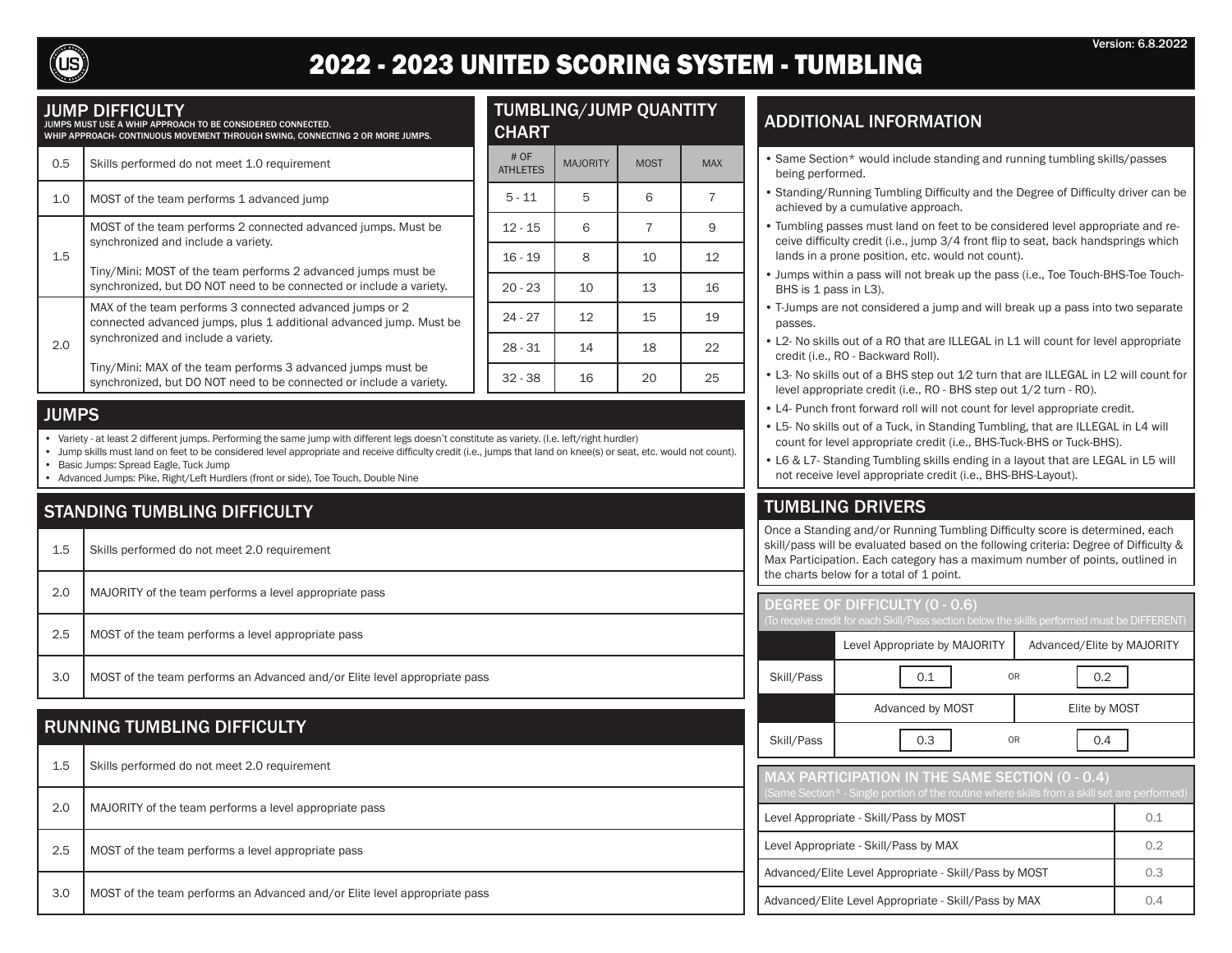Version: 6.8.2022

# 2022 - 2023 UNITED SCORING SYSTEM - TUMBLING

## JUMP DIFFICULTY

JUMPS MUST USE A WHIP APPROACH TO BE CONSIDERED CONNECTED.
WHIP APPROACH- CONTINUOUS MOVEMENT THROUGH SWING, CONNECTING 2 OR MORE JUMPS.

| | |
|---|---|
| 0.5 | Skills performed do not meet 1.0 requirement |
| 1.0 | MOST of the team performs 1 advanced jump |
| 1.5 | MOST of the team performs 2 connected advanced jumps. Must be synchronized and include a variety.<br><br>Tiny/Mini: MOST of the team performs 2 advanced jumps must be synchronized, but DO NOT need to be connected or include a variety. |
| 2.0 | MAX of the team performs 3 connected advanced jumps or 2 connected advanced jumps, plus 1 additional advanced jump. Must be synchronized and include a variety.<br><br>Tiny/Mini: MAX of the team performs 3 advanced jumps must be synchronized, but DO NOT need to be connected or include a variety. |

## TUMBLING/JUMP QUANTITY CHART

| # OF ATHLETES | MAJORITY | MOST | MAX |
|---|---|---|---|
| 5 - 11 | 5 | 6 | 7 |
| 12 - 15 | 6 | 7 | 9 |
| 16 - 19 | 8 | 10 | 12 |
| 20 - 23 | 10 | 13 | 16 |
| 24 - 27 | 12 | 15 | 19 |
| 28 - 31 | 14 | 18 | 22 |
| 32 - 38 | 16 | 20 | 25 |

## JUMPS

- Variety - at least 2 different jumps. Performing the same jump with different legs doesn't constitute as variety. (I.e. left/right hurdler)
- Jump skills must land on feet to be considered level appropriate and receive difficulty credit (i.e., jumps that land on knee(s) or seat, etc. would not count).
- Basic Jumps: Spread Eagle, Tuck Jump
- Advanced Jumps: Pike, Right/Left Hurdlers (front or side), Toe Touch, Double Nine

## STANDING TUMBLING DIFFICULTY

| | |
|---|---|
| 1.5 | Skills performed do not meet 2.0 requirement |
| 2.0 | MAJORITY of the team performs a level appropriate pass |
| 2.5 | MOST of the team performs a level appropriate pass |
| 3.0 | MOST of the team performs an Advanced and/or Elite level appropriate pass |

## RUNNING TUMBLING DIFFICULTY

| | |
|---|---|
| 1.5 | Skills performed do not meet 2.0 requirement |
| 2.0 | MAJORITY of the team performs a level appropriate pass |
| 2.5 | MOST of the team performs a level appropriate pass |
| 3.0 | MOST of the team performs an Advanced and/or Elite level appropriate pass |

## ADDITIONAL INFORMATION

- Same Section* would include standing and running tumbling skills/passes being performed.
- Standing/Running Tumbling Difficulty and the Degree of Difficulty driver can be achieved by a cumulative approach.
- Tumbling passes must land on feet to be considered level appropriate and receive difficulty credit (i.e., jump 3/4 front flip to seat, back handsprings which lands in a prone position, etc. would not count).
- Jumps within a pass will not break up the pass (i.e., Toe Touch-BHS-Toe Touch-BHS is 1 pass in L3).
- T-Jumps are not considered a jump and will break up a pass into two separate passes.
- L2- No skills out of a RO that are ILLEGAL in L1 will count for level appropriate credit (i.e., RO - Backward Roll).
- L3- No skills out of a BHS step out 1⁄2 turn that are ILLEGAL in L2 will count for level appropriate credit (i.e., RO - BHS step out 1/2 turn - RO).
- L4- Punch front forward roll will not count for level appropriate credit.
- L5- No skills out of a Tuck, in Standing Tumbling, that are ILLEGAL in L4 will count for level appropriate credit (i.e., BHS-Tuck-BHS or Tuck-BHS).
- L6 & L7- Standing Tumbling skills ending in a layout that are LEGAL in L5 will not receive level appropriate credit (i.e., BHS-BHS-Layout).

## TUMBLING DRIVERS

Once a Standing and/or Running Tumbling Difficulty score is determined, each skill/pass will be evaluated based on the following criteria: Degree of Difficulty & Max Participation. Each category has a maximum number of points, outlined in the charts below for a total of 1 point.

### DEGREE OF DIFFICULTY (0 - 0.6)

(To receive credit for each Skill/Pass section below the skills performed must be DIFFERENT)

| | Level Appropriate by MAJORITY | | Advanced/Elite by MAJORITY |
|---|---|---|---|
| Skill/Pass | 0.1 | OR | 0.2 |
| | Advanced by MOST | | Elite by MOST |
| Skill/Pass | 0.3 | OR | 0.4 |

### MAX PARTICIPATION IN THE SAME SECTION (0 - 0.4)

(Same Section* - Single portion of the routine where skills from a skill set are performed)

| | |
|---|---|
| Level Appropriate - Skill/Pass by MOST | 0.1 |
| Level Appropriate - Skill/Pass by MAX | 0.2 |
| Advanced/Elite Level Appropriate - Skill/Pass by MOST | 0.3 |
| Advanced/Elite Level Appropriate - Skill/Pass by MAX | 0.4 |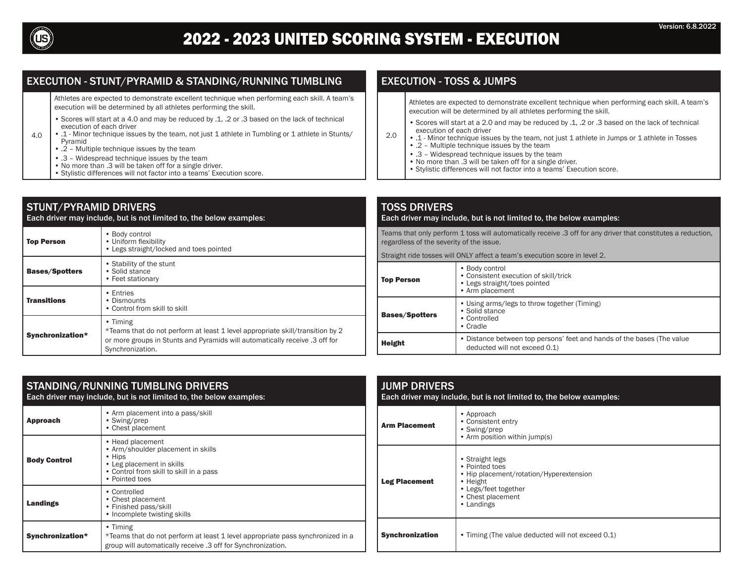Version: 6.8.2022

# 2022 - 2023 UNITED SCORING SYSTEM - EXECUTION

## EXECUTION - STUNT/PYRAMID & STANDING/RUNNING TUMBLING

| | |
|---|---|
| 4.0 | Athletes are expected to demonstrate excellent technique when performing each skill. A team's execution will be determined by all athletes performing the skill.<br>• Scores will start at a 4.0 and may be reduced by .1, .2 or .3 based on the lack of technical execution of each driver<br>• .1 - Minor technique issues by the team, not just 1 athlete in Tumbling or 1 athlete in Stunts/ Pyramid<br>• .2 – Multiple technique issues by the team<br>• .3 – Widespread technique issues by the team<br>• No more than .3 will be taken off for a single driver.<br>• Stylistic differences will not factor into a teams' Execution score. |

## STUNT/PYRAMID DRIVERS

Each driver may include, but is not limited to, the below examples:

| | |
|---|---|
| **Top Person** | • Body control<br>• Uniform flexibility<br>• Legs straight/locked and toes pointed |
| **Bases/Spotters** | • Stability of the stunt<br>• Solid stance<br>• Feet stationary |
| **Transitions** | • Entries<br>• Dismounts<br>• Control from skill to skill |
| **Synchronization*** | • Timing<br>*Teams that do not perform at least 1 level appropriate skill/transition by 2 or more groups in Stunts and Pyramids will automatically receive .3 off for Synchronization. |

## STANDING/RUNNING TUMBLING DRIVERS

Each driver may include, but is not limited to, the below examples:

| | |
|---|---|
| **Approach** | • Arm placement into a pass/skill<br>• Swing/prep<br>• Chest placement |
| **Body Control** | • Head placement<br>• Arm/shoulder placement in skills<br>• Hips<br>• Leg placement in skills<br>• Control from skill to skill in a pass<br>• Pointed toes |
| **Landings** | • Controlled<br>• Chest placement<br>• Finished pass/skill<br>• Incomplete twisting skills |
| **Synchronization*** | • Timing<br>*Teams that do not perform at least 1 level appropriate pass synchronized in a group will automatically receive .3 off for Synchronization. |

## EXECUTION - TOSS & JUMPS

| | |
|---|---|
| 2.0 | Athletes are expected to demonstrate excellent technique when performing each skill. A team's execution will be determined by all athletes performing the skill.<br>• Scores will start at a 2.0 and may be reduced by .1, .2 or .3 based on the lack of technical execution of each driver<br>• .1 - Minor technique issues by the team, not just 1 athlete in Jumps or 1 athlete in Tosses<br>• .2 – Multiple technique issues by the team<br>• .3 – Widespread technique issues by the team<br>• No more than .3 will be taken off for a single driver.<br>• Stylistic differences will not factor into a teams' Execution score. |

## TOSS DRIVERS

Each driver may include, but is not limited to, the below examples:

Teams that only perform 1 toss will automatically receive .3 off for any driver that constitutes a reduction, regardless of the severity of the issue.

Straight ride tosses will ONLY affect a team's execution score in level 2.

| | |
|---|---|
| **Top Person** | • Body control<br>• Consistent execution of skill/trick<br>• Legs straight/toes pointed<br>• Arm placement |
| **Bases/Spotters** | • Using arms/legs to throw together (Timing)<br>• Solid stance<br>• Controlled<br>• Cradle |
| **Height** | • Distance between top persons' feet and hands of the bases (The value deducted will not exceed 0.1) |

## JUMP DRIVERS

Each driver may include, but is not limited to, the below examples:

| | |
|---|---|
| **Arm Placement** | • Approach<br>• Consistent entry<br>• Swing/prep<br>• Arm position within jump(s) |
| **Leg Placement** | • Straight legs<br>• Pointed toes<br>• Hip placement/rotation/Hyperextension<br>• Height<br>• Legs/feet together<br>• Chest placement<br>• Landings |
| **Synchronization** | • Timing (The value deducted will not exceed 0.1) |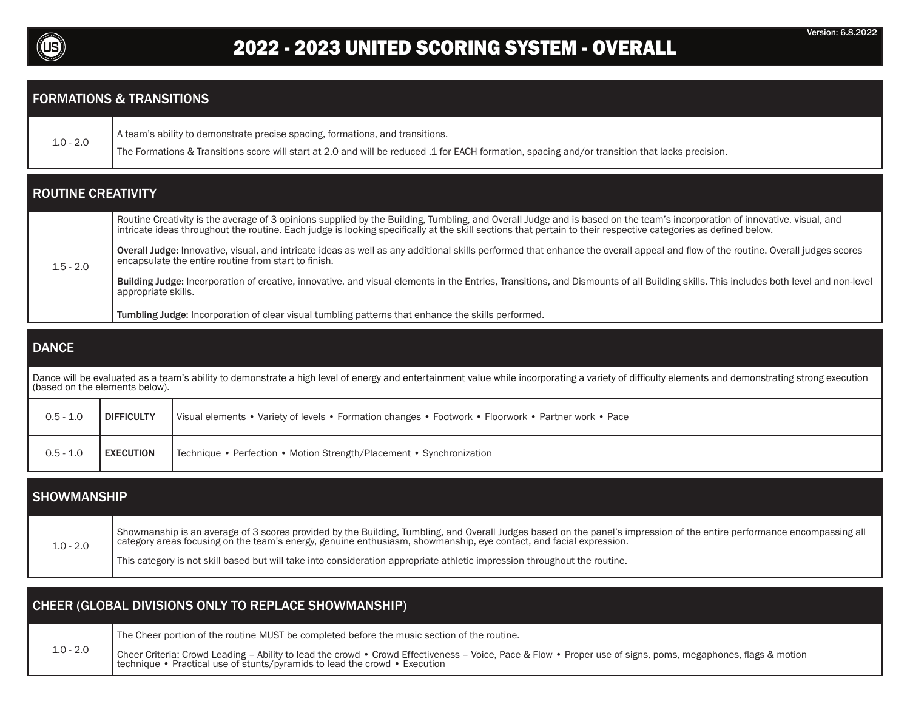# 2022 - 2023 UNITED SCORING SYSTEM - OVERALL

Version: 6.8.2022

## FORMATIONS & TRANSITIONS

| | |
|---|---|
| 1.0 - 2.0 | A team's ability to demonstrate precise spacing, formations, and transitions.<br><br>The Formations & Transitions score will start at 2.0 and will be reduced .1 for EACH formation, spacing and/or transition that lacks precision. |

## ROUTINE CREATIVITY

| | |
|---|---|
| 1.5 - 2.0 | Routine Creativity is the average of 3 opinions supplied by the Building, Tumbling, and Overall Judge and is based on the team's incorporation of innovative, visual, and intricate ideas throughout the routine. Each judge is looking specifically at the skill sections that pertain to their respective categories as defined below.<br><br>**Overall Judge:** Innovative, visual, and intricate ideas as well as any additional skills performed that enhance the overall appeal and flow of the routine. Overall judges scores encapsulate the entire routine from start to finish.<br><br>**Building Judge:** Incorporation of creative, innovative, and visual elements in the Entries, Transitions, and Dismounts of all Building skills. This includes both level and non-level appropriate skills.<br><br>**Tumbling Judge:** Incorporation of clear visual tumbling patterns that enhance the skills performed. |

## DANCE

Dance will be evaluated as a team's ability to demonstrate a high level of energy and entertainment value while incorporating a variety of difficulty elements and demonstrating strong execution (based on the elements below).

| | | |
|---|---|---|
| 0.5 - 1.0 | **DIFFICULTY** | Visual elements • Variety of levels • Formation changes • Footwork • Floorwork • Partner work • Pace |
| 0.5 - 1.0 | **EXECUTION** | Technique • Perfection • Motion Strength/Placement • Synchronization |

## SHOWMANSHIP

| | |
|---|---|
| 1.0 - 2.0 | Showmanship is an average of 3 scores provided by the Building, Tumbling, and Overall Judges based on the panel's impression of the entire performance encompassing all category areas focusing on the team's energy, genuine enthusiasm, showmanship, eye contact, and facial expression.<br><br>This category is not skill based but will take into consideration appropriate athletic impression throughout the routine. |

## CHEER (GLOBAL DIVISIONS ONLY TO REPLACE SHOWMANSHIP)

| | |
|---|---|
| 1.0 - 2.0 | The Cheer portion of the routine MUST be completed before the music section of the routine.<br><br>Cheer Criteria: Crowd Leading – Ability to lead the crowd • Crowd Effectiveness – Voice, Pace & Flow • Proper use of signs, poms, megaphones, flags & motion technique • Practical use of stunts/pyramids to lead the crowd • Execution |